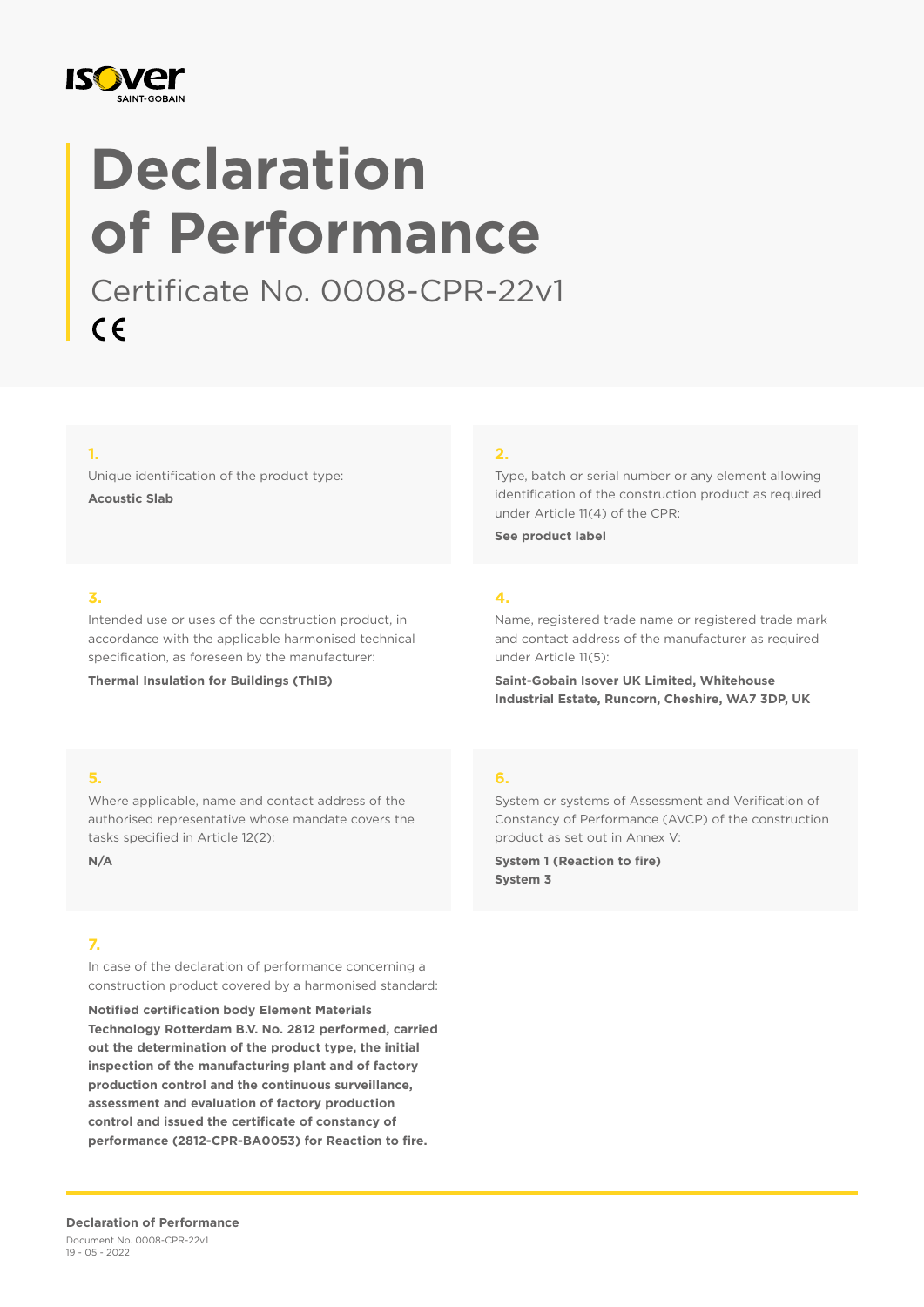# Declaration of Performance

Certificate No. 0008-CPR-22v1

CE

**1.**

Unique identification of the product type:

**Acoustic Slab**

**2.**

Type, batch or serial number or any element allowing identification of the construction product as required under Article 11(4) of the CPR:

**See product label**

**3.**

Intended use or uses of the construction product, in accordance with the applicable harmonised technical specification, as foreseen by the manufacturer:

**Thermal Insulation for Buildings (ThIB)**

**4.**

Name, registered trade name or registered trade mark and contact address of the manufacturer as required under Article 11(5):

**Saint-Gobain Isover UK Limited, Whitehouse Industrial Estate, Runcorn, Cheshire, WA7 3DP, UK**

**5.**

Where applicable, name and contact address of the authorised representative whose mandate covers the tasks specified in Article 12(2):

**N/A**

**6.**

System or systems of Assessment and Verification of Constancy of Performance (AVCP) of the construction product as set out in Annex V:

**System 1 (Reaction to fire)**
**System 3**

**7.**

In case of the declaration of performance concerning a construction product covered by a harmonised standard:

**Notified certification body Element Materials Technology Rotterdam B.V. No. 2812 performed, carried out the determination of the product type, the initial inspection of the manufacturing plant and of factory production control and the continuous surveillance, assessment and evaluation of factory production control and issued the certificate of constancy of performance (2812-CPR-BA0053) for Reaction to fire.**

**Declaration of Performance**
Document No. 0008-CPR-22v1
19 - 05 - 2022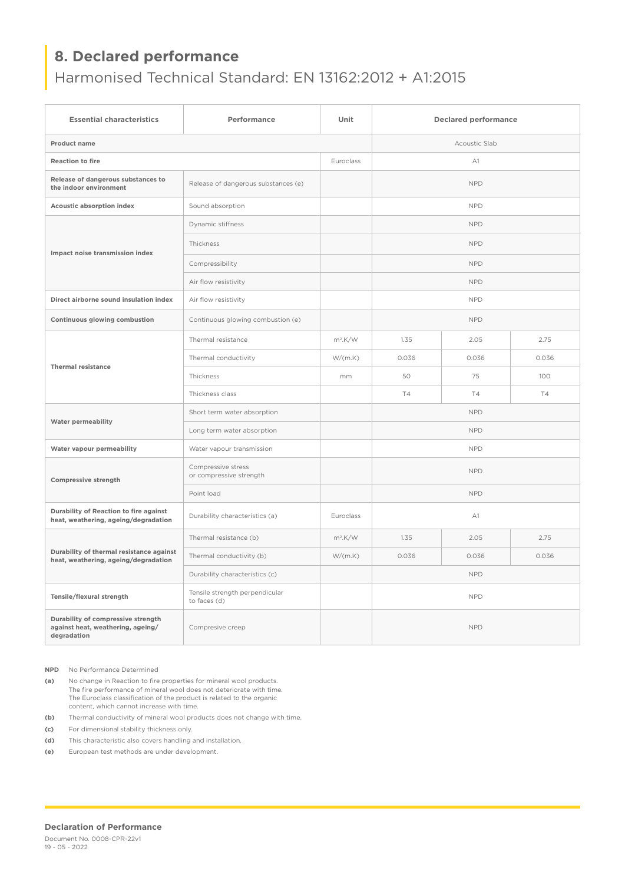## 8. Declared performance

Harmonised Technical Standard: EN 13162:2012 + A1:2015

| Essential characteristics | Performance | Unit | Declared performance | | |
|---|---|---|---|---|---|
| **Product name** | | | Acoustic Slab | | |
| **Reaction to fire** | | Euroclass | A1 | | |
| **Release of dangerous substances to the indoor environment** | Release of dangerous substances (e) | | NPD | | |
| **Acoustic absorption index** | Sound absorption | | NPD | | |
| **Impact noise transmission index** | Dynamic stiffness | | NPD | | |
| | Thickness | | NPD | | |
| | Compressibility | | NPD | | |
| | Air flow resistivity | | NPD | | |
| **Direct airborne sound insulation index** | Air flow resistivity | | NPD | | |
| **Continuous glowing combustion** | Continuous glowing combustion (e) | | NPD | | |
| **Thermal resistance** | Thermal resistance | $m^2.K/W$ | 1.35 | 2.05 | 2.75 |
| | Thermal conductivity | W/(m.K) | 0.036 | 0.036 | 0.036 |
| | Thickness | mm | 50 | 75 | 100 |
| | Thickness class | | T4 | T4 | T4 |
| **Water permeability** | Short term water absorption | | NPD | | |
| | Long term water absorption | | NPD | | |
| **Water vapour permeability** | Water vapour transmission | | NPD | | |
| **Compressive strength** | Compressive stress or compressive strength | | NPD | | |
| | Point load | | NPD | | |
| **Durability of Reaction to fire against heat, weathering, ageing/degradation** | Durability characteristics (a) | Euroclass | A1 | | |
| **Durability of thermal resistance against heat, weathering, ageing/degradation** | Thermal resistance (b) | $m^2.K/W$ | 1.35 | 2.05 | 2.75 |
| | Thermal conductivity (b) | W/(m.K) | 0.036 | 0.036 | 0.036 |
| | Durability characteristics (c) | | NPD | | |
| **Tensile/flexural strength** | Tensile strength perpendicular to faces (d) | | NPD | | |
| **Durability of compressive strength against heat, weathering, ageing/ degradation** | Compresive creep | | NPD | | |

**NPD** No Performance Determined

**(a)** No change in Reaction to fire properties for mineral wool products. The fire performance of mineral wool does not deteriorate with time. The Euroclass classification of the product is related to the organic content, which cannot increase with time.

**(b)** Thermal conductivity of mineral wool products does not change with time.

**(c)** For dimensional stability thickness only.

**(d)** This characteristic also covers handling and installation.

**(e)** European test methods are under development.

**Declaration of Performance**

Document No. 0008-CPR-22v1
19 - 05 - 2022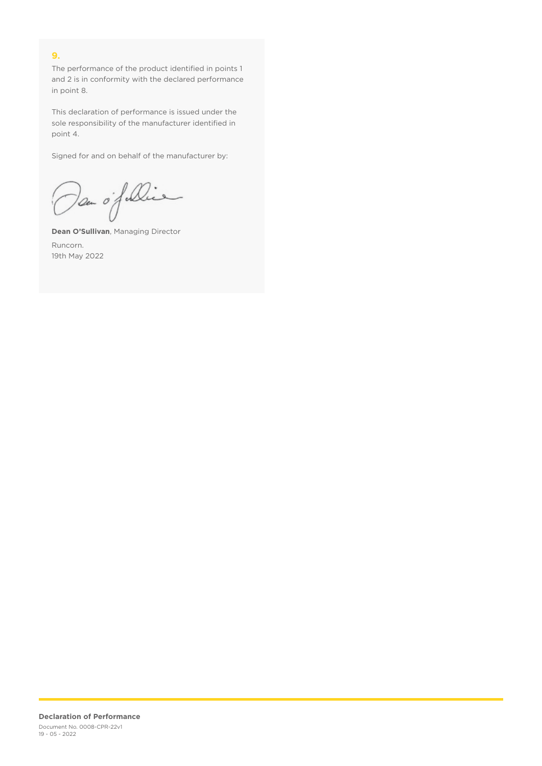## 9.

The performance of the product identified in points 1 and 2 is in conformity with the declared performance in point 8.

This declaration of performance is issued under the sole responsibility of the manufacturer identified in point 4.

Signed for and on behalf of the manufacturer by:

**Dean O'Sullivan**, Managing Director

Runcorn.
19th May 2022

**Declaration of Performance**
Document No. 0008-CPR-22v1
19 - 05 - 2022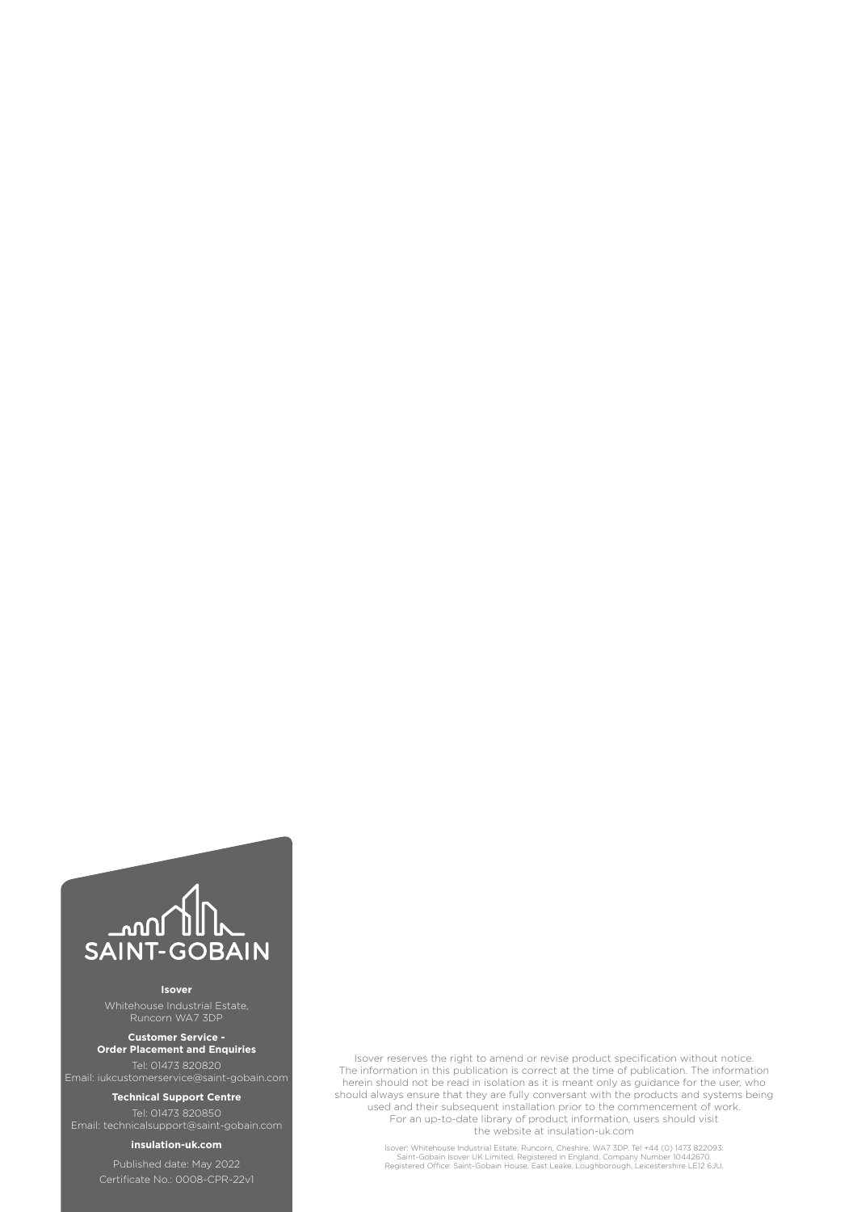SAINT-GOBAIN

**Isover**

Whitehouse Industrial Estate,
Runcorn WA7 3DP

**Customer Service - Order Placement and Enquiries**

Tel: 01473 820820
Email: iukcustomerservice@saint-gobain.com

**Technical Support Centre**

Tel: 01473 820850
Email: technicalsupport@saint-gobain.com

**insulation-uk.com**

Published date: May 2022
Certificate No.: 0008-CPR-22v1

Isover reserves the right to amend or revise product specification without notice. The information in this publication is correct at the time of publication. The information herein should not be read in isolation as it is meant only as guidance for the user, who should always ensure that they are fully conversant with the products and systems being used and their subsequent installation prior to the commencement of work. For an up-to-date library of product information, users should visit the website at insulation-uk.com

Isover: Whitehouse Industrial Estate, Runcorn, Cheshire, WA7 3DP. Tel +44 (0) 1473 822093.
Saint-Gobain Isover UK Limited, Registered in England. Company Number 10442670.
Registered Office: Saint-Gobain House, East Leake, Loughborough, Leicestershire LE12 6JU.